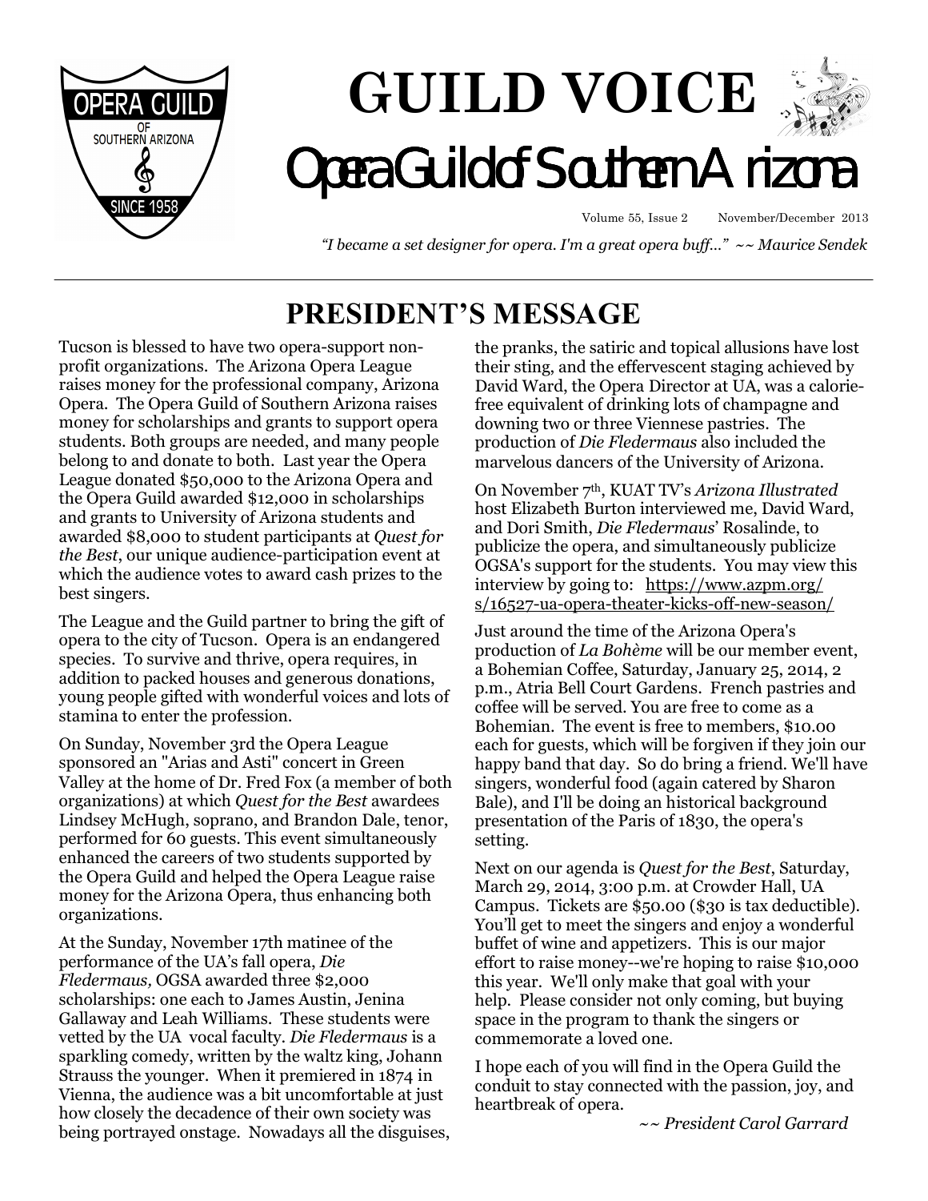# GUILD VOICE

## Opera Guild of Southern Arizona

Volume 55, Issue 2 November/December 2013

*"I became a set designer for opera. I'm a great opera buff…" ~~ Maurice Sendek*

## PRESIDENT'S MESSAGE

Tucson is blessed to have two opera-support non-profit organizations. The Arizona Opera League raises money for the professional company, Arizona Opera. The Opera Guild of Southern Arizona raises money for scholarships and grants to support opera students. Both groups are needed, and many people belong to and donate to both. Last year the Opera League donated $50,000 to the Arizona Opera and the Opera Guild awarded $12,000 in scholarships and grants to University of Arizona students and awarded $8,000 to student participants at *Quest for the Best*, our unique audience-participation event at which the audience votes to award cash prizes to the best singers.

The League and the Guild partner to bring the gift of opera to the city of Tucson. Opera is an endangered species. To survive and thrive, opera requires, in addition to packed houses and generous donations, young people gifted with wonderful voices and lots of stamina to enter the profession.

On Sunday, November 3rd the Opera League sponsored an "Arias and Asti" concert in Green Valley at the home of Dr. Fred Fox (a member of both organizations) at which *Quest for the Best* awardees Lindsey McHugh, soprano, and Brandon Dale, tenor, performed for 60 guests. This event simultaneously enhanced the careers of two students supported by the Opera Guild and helped the Opera League raise money for the Arizona Opera, thus enhancing both organizations.

At the Sunday, November 17th matinee of the performance of the UA's fall opera, *Die Fledermaus,* OGSA awarded three $2,000 scholarships: one each to James Austin, Jenina Gallaway and Leah Williams. These students were vetted by the UA vocal faculty. *Die Fledermaus* is a sparkling comedy, written by the waltz king, Johann Strauss the younger. When it premiered in 1874 in Vienna, the audience was a bit uncomfortable at just how closely the decadence of their own society was being portrayed onstage. Nowadays all the disguises, the pranks, the satiric and topical allusions have lost their sting, and the effervescent staging achieved by David Ward, the Opera Director at UA, was a calorie-free equivalent of drinking lots of champagne and downing two or three Viennese pastries. The production of *Die Fledermaus* also included the marvelous dancers of the University of Arizona.

On November 7th, KUAT TV's *Arizona Illustrated* host Elizabeth Burton interviewed me, David Ward, and Dori Smith, *Die Fledermaus*' Rosalinde, to publicize the opera, and simultaneously publicize OGSA's support for the students. You may view this interview by going to: https://www.azpm.org/s/16527-ua-opera-theater-kicks-off-new-season/

Just around the time of the Arizona Opera's production of *La Bohème* will be our member event, a Bohemian Coffee, Saturday, January 25, 2014, 2 p.m., Atria Bell Court Gardens. French pastries and coffee will be served. You are free to come as a Bohemian. The event is free to members, $10.00 each for guests, which will be forgiven if they join our happy band that day. So do bring a friend. We'll have singers, wonderful food (again catered by Sharon Bale), and I'll be doing an historical background presentation of the Paris of 1830, the opera's setting.

Next on our agenda is *Quest for the Best*, Saturday, March 29, 2014, 3:00 p.m. at Crowder Hall, UA Campus. Tickets are $50.00 ($30 is tax deductible). You'll get to meet the singers and enjoy a wonderful buffet of wine and appetizers. This is our major effort to raise money--we're hoping to raise $10,000 this year. We'll only make that goal with your help. Please consider not only coming, but buying space in the program to thank the singers or commemorate a loved one.

I hope each of you will find in the Opera Guild the conduit to stay connected with the passion, joy, and heartbreak of opera.

*~~ President Carol Garrard*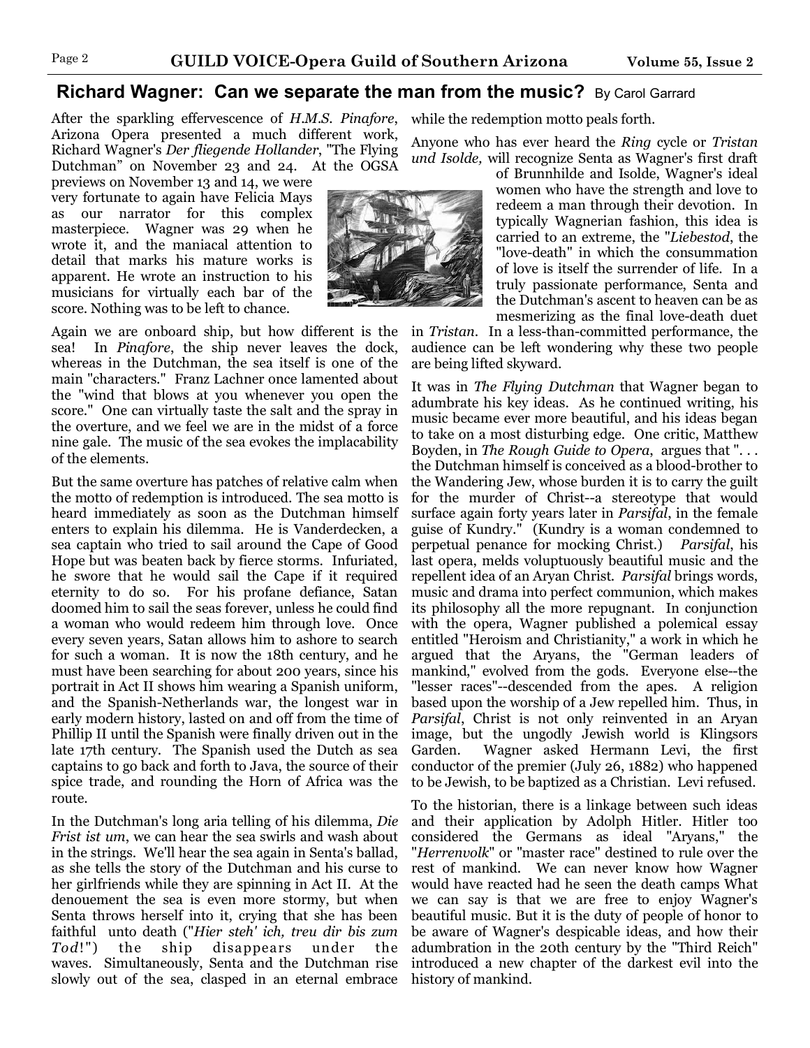## Richard Wagner: Can we separate the man from the music? By Carol Garrard

After the sparkling effervescence of *H.M.S. Pinafore*, Arizona Opera presented a much different work, Richard Wagner's *Der fliegende Hollander*, "The Flying Dutchman" on November 23 and 24. At the OGSA previews on November 13 and 14, we were very fortunate to again have Felicia Mays as our narrator for this complex masterpiece. Wagner was 29 when he wrote it, and the maniacal attention to detail that marks his mature works is apparent. He wrote an instruction to his musicians for virtually each bar of the score. Nothing was to be left to chance.

Again we are onboard ship, but how different is the sea! In *Pinafore*, the ship never leaves the dock, whereas in the Dutchman, the sea itself is one of the main "characters." Franz Lachner once lamented about the "wind that blows at you whenever you open the score." One can virtually taste the salt and the spray in the overture, and we feel we are in the midst of a force nine gale. The music of the sea evokes the implacability of the elements.

But the same overture has patches of relative calm when the motto of redemption is introduced. The sea motto is heard immediately as soon as the Dutchman himself enters to explain his dilemma. He is Vanderdecken, a sea captain who tried to sail around the Cape of Good Hope but was beaten back by fierce storms. Infuriated, he swore that he would sail the Cape if it required eternity to do so. For his profane defiance, Satan doomed him to sail the seas forever, unless he could find a woman who would redeem him through love. Once every seven years, Satan allows him to ashore to search for such a woman. It is now the 18th century, and he must have been searching for about 200 years, since his portrait in Act II shows him wearing a Spanish uniform, and the Spanish-Netherlands war, the longest war in early modern history, lasted on and off from the time of Phillip II until the Spanish were finally driven out in the late 17th century. The Spanish used the Dutch as sea captains to go back and forth to Java, the source of their spice trade, and rounding the Horn of Africa was the route.

In the Dutchman's long aria telling of his dilemma, *Die Frist ist um*, we can hear the sea swirls and wash about in the strings. We'll hear the sea again in Senta's ballad, as she tells the story of the Dutchman and his curse to her girlfriends while they are spinning in Act II. At the denouement the sea is even more stormy, but when Senta throws herself into it, crying that she has been faithful unto death ("*Hier steh' ich, treu dir bis zum Tod!*") the ship disappears under the waves. Simultaneously, Senta and the Dutchman rise slowly out of the sea, clasped in an eternal embrace while the redemption motto peals forth.

Anyone who has ever heard the *Ring* cycle or *Tristan und Isolde,* will recognize Senta as Wagner's first draft of Brunnhilde and Isolde, Wagner's ideal women who have the strength and love to redeem a man through their devotion. In typically Wagnerian fashion, this idea is carried to an extreme, the "*Liebestod*, the "love-death" in which the consummation of love is itself the surrender of life. In a truly passionate performance, Senta and the Dutchman's ascent to heaven can be as mesmerizing as the final love-death duet in *Tristan*. In a less-than-committed performance, the audience can be left wondering why these two people are being lifted skyward.

It was in *The Flying Dutchman* that Wagner began to adumbrate his key ideas. As he continued writing, his music became ever more beautiful, and his ideas began to take on a most disturbing edge. One critic, Matthew Boyden, in *The Rough Guide to Opera*, argues that ". . . the Dutchman himself is conceived as a blood-brother to the Wandering Jew, whose burden it is to carry the guilt for the murder of Christ--a stereotype that would surface again forty years later in *Parsifal*, in the female guise of Kundry." (Kundry is a woman condemned to perpetual penance for mocking Christ.) *Parsifal*, his last opera, melds voluptuously beautiful music and the repellent idea of an Aryan Christ. *Parsifal* brings words, music and drama into perfect communion, which makes its philosophy all the more repugnant. In conjunction with the opera, Wagner published a polemical essay entitled "Heroism and Christianity," a work in which he argued that the Aryans, the "German leaders of mankind," evolved from the gods. Everyone else--the "lesser races"--descended from the apes. A religion based upon the worship of a Jew repelled him. Thus, in *Parsifal*, Christ is not only reinvented in an Aryan image, but the ungodly Jewish world is Klingsors Garden. Wagner asked Hermann Levi, the first conductor of the premier (July 26, 1882) who happened to be Jewish, to be baptized as a Christian. Levi refused.

To the historian, there is a linkage between such ideas and their application by Adolph Hitler. Hitler too considered the Germans as ideal "Aryans," the "*Herrenvolk*" or "master race" destined to rule over the rest of mankind. We can never know how Wagner would have reacted had he seen the death camps What we can say is that we are free to enjoy Wagner's beautiful music. But it is the duty of people of honor to be aware of Wagner's despicable ideas, and how their adumbration in the 20th century by the "Third Reich" introduced a new chapter of the darkest evil into the history of mankind.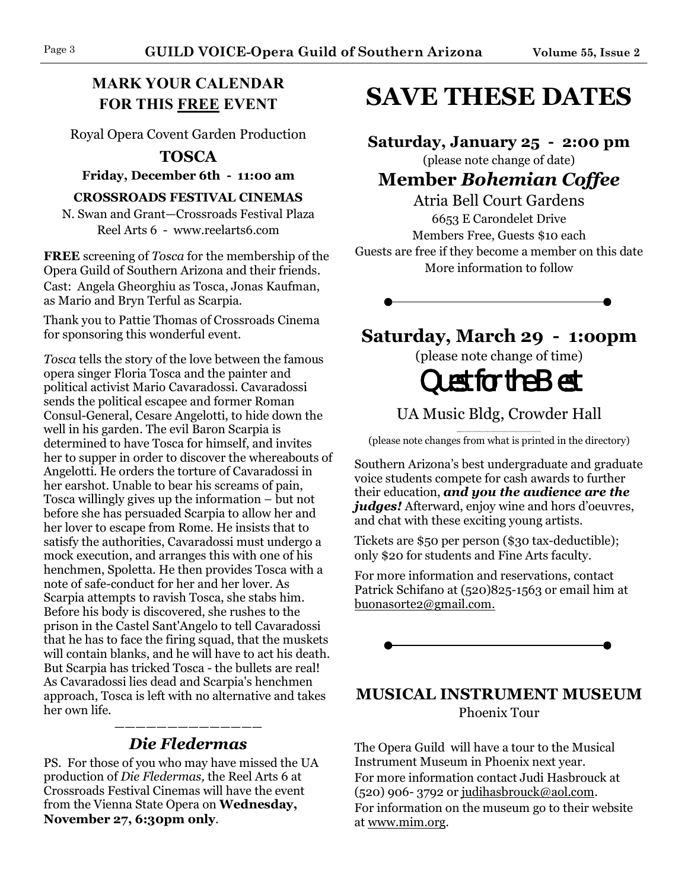## MARK YOUR CALENDAR FOR THIS FREE EVENT

Royal Opera Covent Garden Production

### TOSCA

**Friday, December 6th - 11:00 am**

**CROSSROADS FESTIVAL CINEMAS**

N. Swan and Grant—Crossroads Festival Plaza
Reel Arts 6 - www.reelarts6.com

**FREE** screening of *Tosca* for the membership of the Opera Guild of Southern Arizona and their friends. Cast: Angela Gheorghiu as Tosca, Jonas Kaufman, as Mario and Bryn Terful as Scarpia.

Thank you to Pattie Thomas of Crossroads Cinema for sponsoring this wonderful event.

*Tosca* tells the story of the love between the famous opera singer Floria Tosca and the painter and political activist Mario Cavaradossi. Cavaradossi sends the political escapee and former Roman Consul-General, Cesare Angelotti, to hide down the well in his garden. The evil Baron Scarpia is determined to have Tosca for himself, and invites her to supper in order to discover the whereabouts of Angelotti. He orders the torture of Cavaradossi in her earshot. Unable to bear his screams of pain, Tosca willingly gives up the information – but not before she has persuaded Scarpia to allow her and her lover to escape from Rome. He insists that to satisfy the authorities, Cavaradossi must undergo a mock execution, and arranges this with one of his henchmen, Spoletta. He then provides Tosca with a note of safe-conduct for her and her lover. As Scarpia attempts to ravish Tosca, she stabs him. Before his body is discovered, she rushes to the prison in the Castel Sant'Angelo to tell Cavaradossi that he has to face the firing squad, that the muskets will contain blanks, and he will have to act his death. But Scarpia has tricked Tosca - the bullets are real! As Cavaradossi lies dead and Scarpia's henchmen approach, Tosca is left with no alternative and takes her own life.

### *Die Fledermas*

PS. For those of you who may have missed the UA production of *Die Fledermas,* the Reel Arts 6 at Crossroads Festival Cinemas will have the event from the Vienna State Opera on **Wednesday, November 27, 6:30pm only**.

# SAVE THESE DATES

**Saturday, January 25 - 2:00 pm**

(please note change of date)

### Member *Bohemian Coffee*

Atria Bell Court Gardens
6653 E Carondelet Drive
Members Free, Guests $10 each
Guests are free if they become a member on this date
More information to follow

**Saturday, March 29 - 1:00pm**

(please note change of time)

### Quest for the Best

UA Music Bldg, Crowder Hall

(please note changes from what is printed in the directory)

Southern Arizona's best undergraduate and graduate voice students compete for cash awards to further their education, ***and you the audience are the judges!*** Afterward, enjoy wine and hors d'oeuvres, and chat with these exciting young artists.

Tickets are $50 per person ($30 tax-deductible); only $20 for students and Fine Arts faculty.

For more information and reservations, contact Patrick Schifano at (520)825-1563 or email him at buonasorte2@gmail.com.

## MUSICAL INSTRUMENT MUSEUM

Phoenix Tour

The Opera Guild will have a tour to the Musical Instrument Museum in Phoenix next year.
For more information contact Judi Hasbrouck at (520) 906- 3792 or judihasbrouck@aol.com.
For information on the museum go to their website at www.mim.org.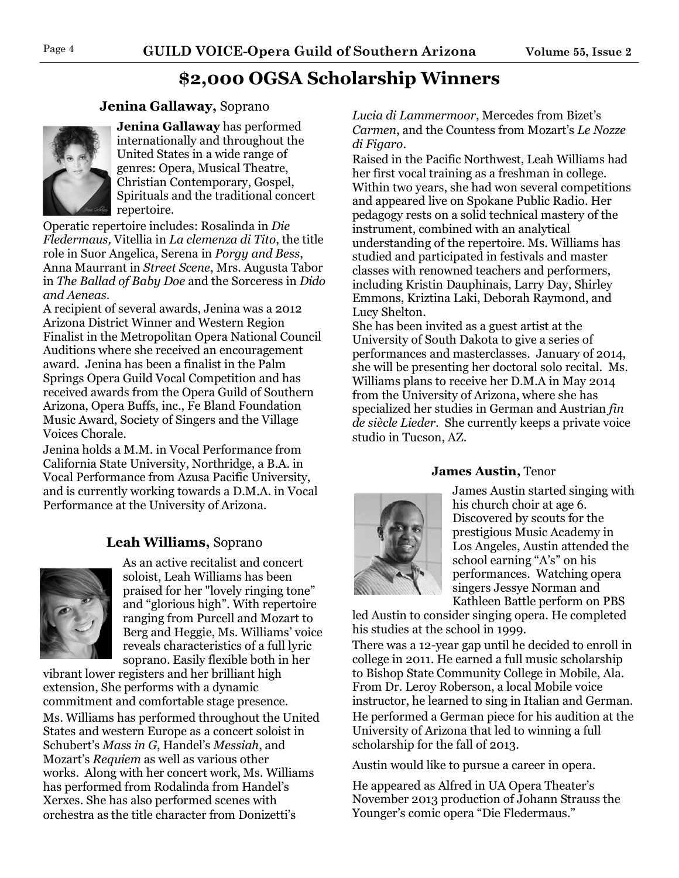# $2,000 OGSA Scholarship Winners

### **Jenina Gallaway,** Soprano

**Jenina Gallaway** has performed internationally and throughout the United States in a wide range of genres: Opera, Musical Theatre, Christian Contemporary, Gospel, Spirituals and the traditional concert repertoire.

Operatic repertoire includes: Rosalinda in *Die Fledermaus,* Vitellia in *La clemenza di Tito*, the title role in Suor Angelica, Serena in *Porgy and Bess*, Anna Maurrant in *Street Scene*, Mrs. Augusta Tabor in *The Ballad of Baby Doe* and the Sorceress in *Dido and Aeneas*.

A recipient of several awards, Jenina was a 2012 Arizona District Winner and Western Region Finalist in the Metropolitan Opera National Council Auditions where she received an encouragement award. Jenina has been a finalist in the Palm Springs Opera Guild Vocal Competition and has received awards from the Opera Guild of Southern Arizona, Opera Buffs, inc., Fe Bland Foundation Music Award, Society of Singers and the Village Voices Chorale.

Jenina holds a M.M. in Vocal Performance from California State University, Northridge, a B.A. in Vocal Performance from Azusa Pacific University, and is currently working towards a D.M.A. in Vocal Performance at the University of Arizona.

### **Leah Williams,** Soprano

As an active recitalist and concert soloist, Leah Williams has been praised for her "lovely ringing tone" and "glorious high". With repertoire ranging from Purcell and Mozart to Berg and Heggie, Ms. Williams' voice reveals characteristics of a full lyric soprano. Easily flexible both in her vibrant lower registers and her brilliant high extension, She performs with a dynamic commitment and comfortable stage presence.

Ms. Williams has performed throughout the United States and western Europe as a concert soloist in Schubert's *Mass in G*, Handel's *Messiah*, and Mozart's *Requiem* as well as various other works. Along with her concert work, Ms. Williams has performed from Rodalinda from Handel's Xerxes. She has also performed scenes with orchestra as the title character from Donizetti's *Lucia di Lammermoor*, Mercedes from Bizet's *Carmen*, and the Countess from Mozart's *Le Nozze di Figaro*.

Raised in the Pacific Northwest, Leah Williams had her first vocal training as a freshman in college. Within two years, she had won several competitions and appeared live on Spokane Public Radio. Her pedagogy rests on a solid technical mastery of the instrument, combined with an analytical understanding of the repertoire. Ms. Williams has studied and participated in festivals and master classes with renowned teachers and performers, including Kristin Dauphinais, Larry Day, Shirley Emmons, Kriztina Laki, Deborah Raymond, and Lucy Shelton.

She has been invited as a guest artist at the University of South Dakota to give a series of performances and masterclasses. January of 2014, she will be presenting her doctoral solo recital. Ms. Williams plans to receive her D.M.A in May 2014 from the University of Arizona, where she has specialized her studies in German and Austrian *fin de siècle Lieder*. She currently keeps a private voice studio in Tucson, AZ.

### **James Austin,** Tenor

James Austin started singing with his church choir at age 6. Discovered by scouts for the prestigious Music Academy in Los Angeles, Austin attended the school earning "A's" on his performances. Watching opera singers Jessye Norman and Kathleen Battle perform on PBS led Austin to consider singing opera. He completed his studies at the school in 1999.

There was a 12-year gap until he decided to enroll in college in 2011. He earned a full music scholarship to Bishop State Community College in Mobile, Ala. From Dr. Leroy Roberson, a local Mobile voice instructor, he learned to sing in Italian and German. He performed a German piece for his audition at the University of Arizona that led to winning a full scholarship for the fall of 2013.

Austin would like to pursue a career in opera.

He appeared as Alfred in UA Opera Theater's November 2013 production of Johann Strauss the Younger's comic opera "Die Fledermaus."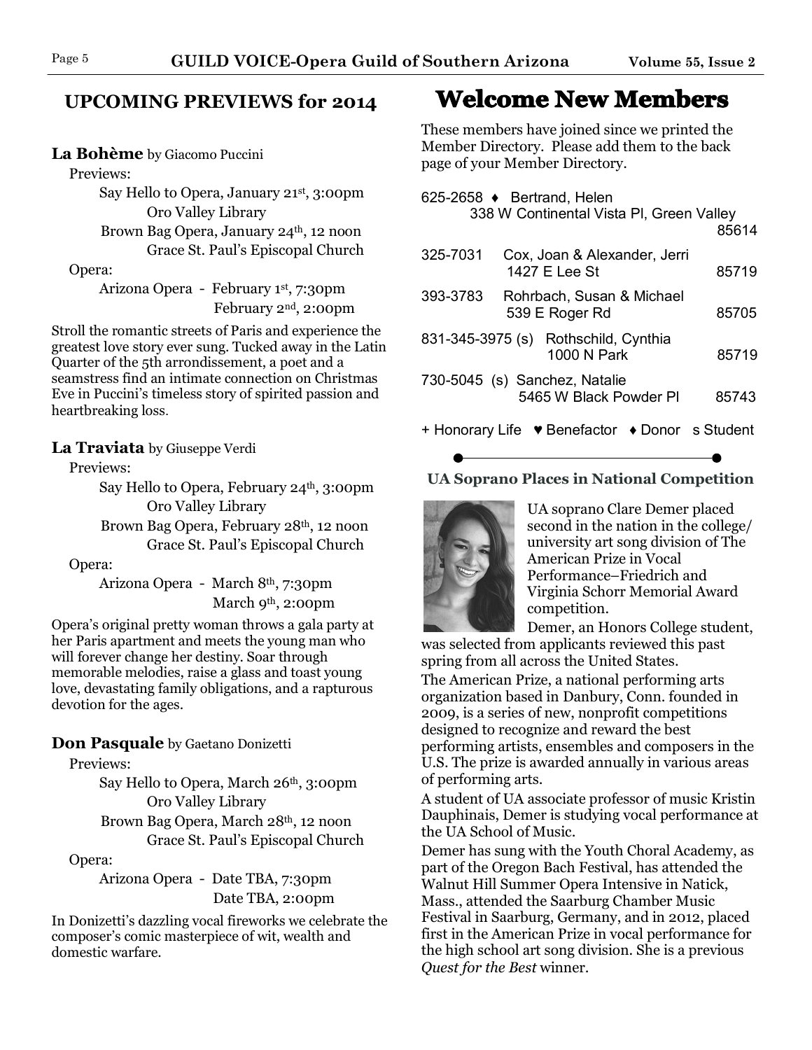## UPCOMING PREVIEWS for 2014

**La Bohème** by Giacomo Puccini

Previews:

Say Hello to Opera, January 21st, 3:00pm
Oro Valley Library

Brown Bag Opera, January 24th, 12 noon
Grace St. Paul's Episcopal Church

Opera:

Arizona Opera - February 1st, 7:30pm
February 2nd, 2:00pm

Stroll the romantic streets of Paris and experience the greatest love story ever sung. Tucked away in the Latin Quarter of the 5th arrondissement, a poet and a seamstress find an intimate connection on Christmas Eve in Puccini's timeless story of spirited passion and heartbreaking loss.

**La Traviata** by Giuseppe Verdi

Previews:

Say Hello to Opera, February 24th, 3:00pm
Oro Valley Library

Brown Bag Opera, February 28th, 12 noon
Grace St. Paul's Episcopal Church

Opera:

Arizona Opera - March 8th, 7:30pm
March 9th, 2:00pm

Opera's original pretty woman throws a gala party at her Paris apartment and meets the young man who will forever change her destiny. Soar through memorable melodies, raise a glass and toast young love, devastating family obligations, and a rapturous devotion for the ages.

**Don Pasquale** by Gaetano Donizetti

Previews:

Say Hello to Opera, March 26th, 3:00pm
Oro Valley Library

Brown Bag Opera, March 28th, 12 noon
Grace St. Paul's Episcopal Church

Opera:

Arizona Opera - Date TBA, 7:30pm
Date TBA, 2:00pm

In Donizetti's dazzling vocal fireworks we celebrate the composer's comic masterpiece of wit, wealth and domestic warfare.

## Welcome New Members

These members have joined since we printed the Member Directory. Please add them to the back page of your Member Directory.

625-2658 ♦ Bertrand, Helen
338 W Continental Vista Pl, Green Valley 85614

325-7031 Cox, Joan & Alexander, Jerri
1427 E Lee St 85719

393-3783 Rohrbach, Susan & Michael
539 E Roger Rd 85705

831-345-3975 (s) Rothschild, Cynthia
1000 N Park 85719

730-5045 (s) Sanchez, Natalie
5465 W Black Powder Pl 85743

+ Honorary Life ♥ Benefactor ♦ Donor s Student

### UA Soprano Places in National Competition

UA soprano Clare Demer placed second in the nation in the college/university art song division of The American Prize in Vocal Performance–Friedrich and Virginia Schorr Memorial Award competition.

Demer, an Honors College student, was selected from applicants reviewed this past spring from all across the United States.

The American Prize, a national performing arts organization based in Danbury, Conn. founded in 2009, is a series of new, nonprofit competitions designed to recognize and reward the best performing artists, ensembles and composers in the U.S. The prize is awarded annually in various areas of performing arts.

A student of UA associate professor of music Kristin Dauphinais, Demer is studying vocal performance at the UA School of Music.

Demer has sung with the Youth Choral Academy, as part of the Oregon Bach Festival, has attended the Walnut Hill Summer Opera Intensive in Natick, Mass., attended the Saarburg Chamber Music Festival in Saarburg, Germany, and in 2012, placed first in the American Prize in vocal performance for the high school art song division. She is a previous *Quest for the Best* winner.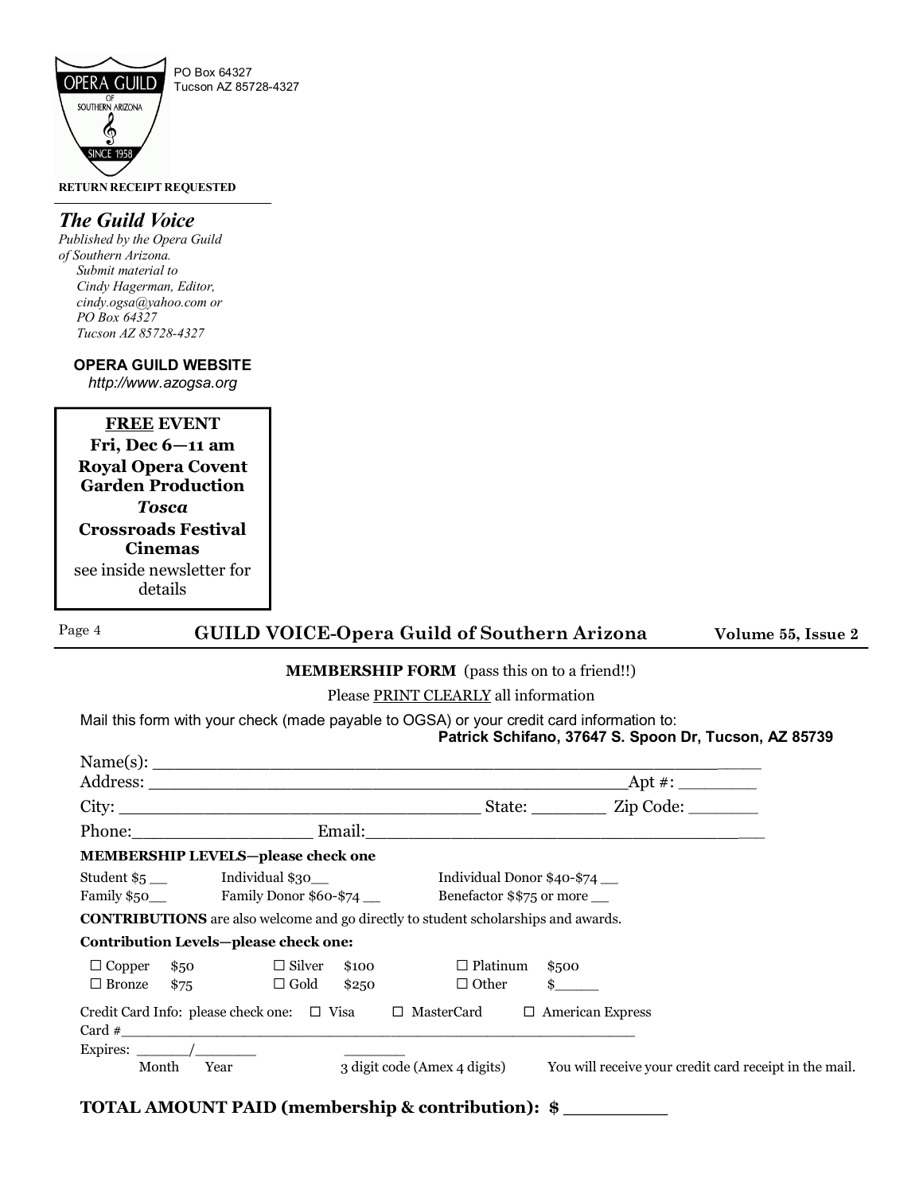OPERA GUILD OF SOUTHERN ARIZONA SINCE 1958

PO Box 64327
Tucson AZ 85728-4327

**RETURN RECEIPT REQUESTED**

## *The Guild Voice*

*Published by the Opera Guild of Southern Arizona.*
*Submit material to Cindy Hagerman, Editor, cindy.ogsa@yahoo.com or PO Box 64327 Tucson AZ 85728-4327*

**OPERA GUILD WEBSITE**
*http://www.azogsa.org*

**FREE EVENT**
**Fri, Dec 6—11 am**
**Royal Opera Covent Garden Production**
***Tosca***
**Crossroads Festival Cinemas**
see inside newsletter for details

---

**MEMBERSHIP FORM** (pass this on to a friend!!)

Please PRINT CLEARLY all information

Mail this form with your check (made payable to OGSA) or your credit card information to:
**Patrick Schifano, 37647 S. Spoon Dr, Tucson, AZ 85739**

Name(s): ______________________________________________

Address: ______________________________________ Apt #: ________

City: ______________________________ State: _______ Zip Code: _______

Phone: __________________ Email: ______________________________

**MEMBERSHIP LEVELS—please check one**

Student $5 __ Individual $30__ Individual Donor $40-$74 __
Family $50__ Family Donor $60-$74 __ Benefactor $$75 or more __

**CONTRIBUTIONS** are also welcome and go directly to student scholarships and awards.

**Contribution Levels—please check one:**

☐ Copper $50 ☐ Silver $100 ☐ Platinum $500
☐ Bronze $75 ☐ Gold $250 ☐ Other $_____

Credit Card Info: please check one: ☐ Visa ☐ MasterCard ☐ American Express

Card #____________________________________________

Expires: ______/_______ (Month Year) _______ 3 digit code (Amex 4 digits) You will receive your credit card receipt in the mail.

**TOTAL AMOUNT PAID (membership & contribution): $ _________**